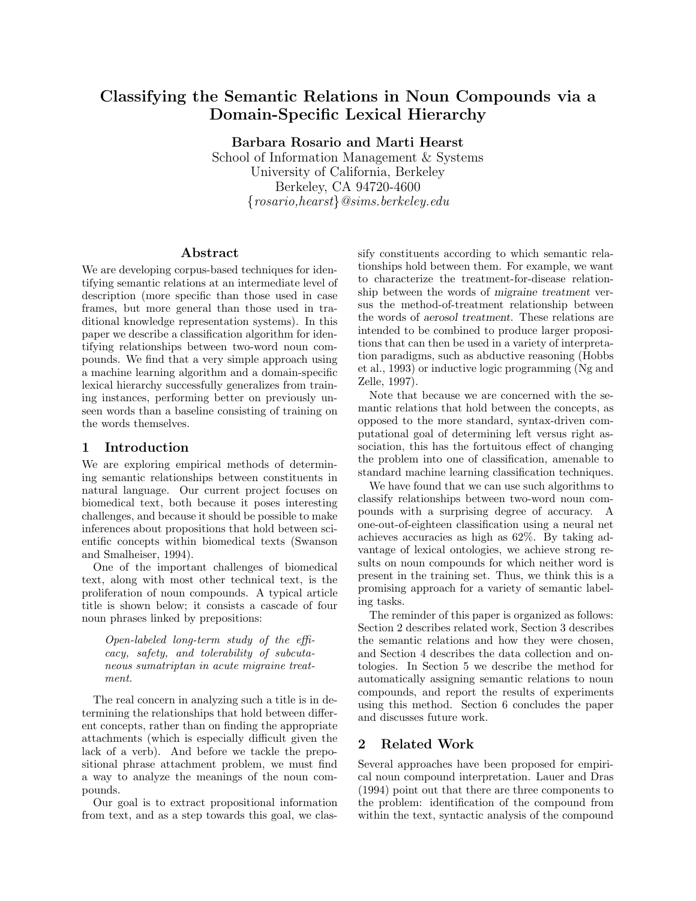# Classifying the Semantic Relations in Noun Compounds via a Domain-Specific Lexical Hierarchy

**Barbara Rosario and Marti Hearst**

School of Information Management & Systems
University of California, Berkeley
Berkeley, CA 94720-4600
{*rosario,hearst*}*@sims.berkeley.edu*

## Abstract

We are developing corpus-based techniques for identifying semantic relations at an intermediate level of description (more specific than those used in case frames, but more general than those used in traditional knowledge representation systems). In this paper we describe a classification algorithm for identifying relationships between two-word noun compounds. We find that a very simple approach using a machine learning algorithm and a domain-specific lexical hierarchy successfully generalizes from training instances, performing better on previously unseen words than a baseline consisting of training on the words themselves.

## 1 Introduction

We are exploring empirical methods of determining semantic relationships between constituents in natural language. Our current project focuses on biomedical text, both because it poses interesting challenges, and because it should be possible to make inferences about propositions that hold between scientific concepts within biomedical texts (Swanson and Smalheiser, 1994).

One of the important challenges of biomedical text, along with most other technical text, is the proliferation of noun compounds. A typical article title is shown below; it consists a cascade of four noun phrases linked by prepositions:

> *Open-labeled long-term study of the efficacy, safety, and tolerability of subcutaneous sumatriptan in acute migraine treatment.*

The real concern in analyzing such a title is in determining the relationships that hold between different concepts, rather than on finding the appropriate attachments (which is especially difficult given the lack of a verb). And before we tackle the prepositional phrase attachment problem, we must find a way to analyze the meanings of the noun compounds.

Our goal is to extract propositional information from text, and as a step towards this goal, we classify constituents according to which semantic relationships hold between them. For example, we want to characterize the treatment-for-disease relationship between the words of *migraine treatment* versus the method-of-treatment relationship between the words of *aerosol treatment*. These relations are intended to be combined to produce larger propositions that can then be used in a variety of interpretation paradigms, such as abductive reasoning (Hobbs et al., 1993) or inductive logic programming (Ng and Zelle, 1997).

Note that because we are concerned with the semantic relations that hold between the concepts, as opposed to the more standard, syntax-driven computational goal of determining left versus right association, this has the fortuitous effect of changing the problem into one of classification, amenable to standard machine learning classification techniques.

We have found that we can use such algorithms to classify relationships between two-word noun compounds with a surprising degree of accuracy. A one-out-of-eighteen classification using a neural net achieves accuracies as high as 62%. By taking advantage of lexical ontologies, we achieve strong results on noun compounds for which neither word is present in the training set. Thus, we think this is a promising approach for a variety of semantic labeling tasks.

The reminder of this paper is organized as follows: Section 2 describes related work, Section 3 describes the semantic relations and how they were chosen, and Section 4 describes the data collection and ontologies. In Section 5 we describe the method for automatically assigning semantic relations to noun compounds, and report the results of experiments using this method. Section 6 concludes the paper and discusses future work.

## 2 Related Work

Several approaches have been proposed for empirical noun compound interpretation. Lauer and Dras (1994) point out that there are three components to the problem: identification of the compound from within the text, syntactic analysis of the compound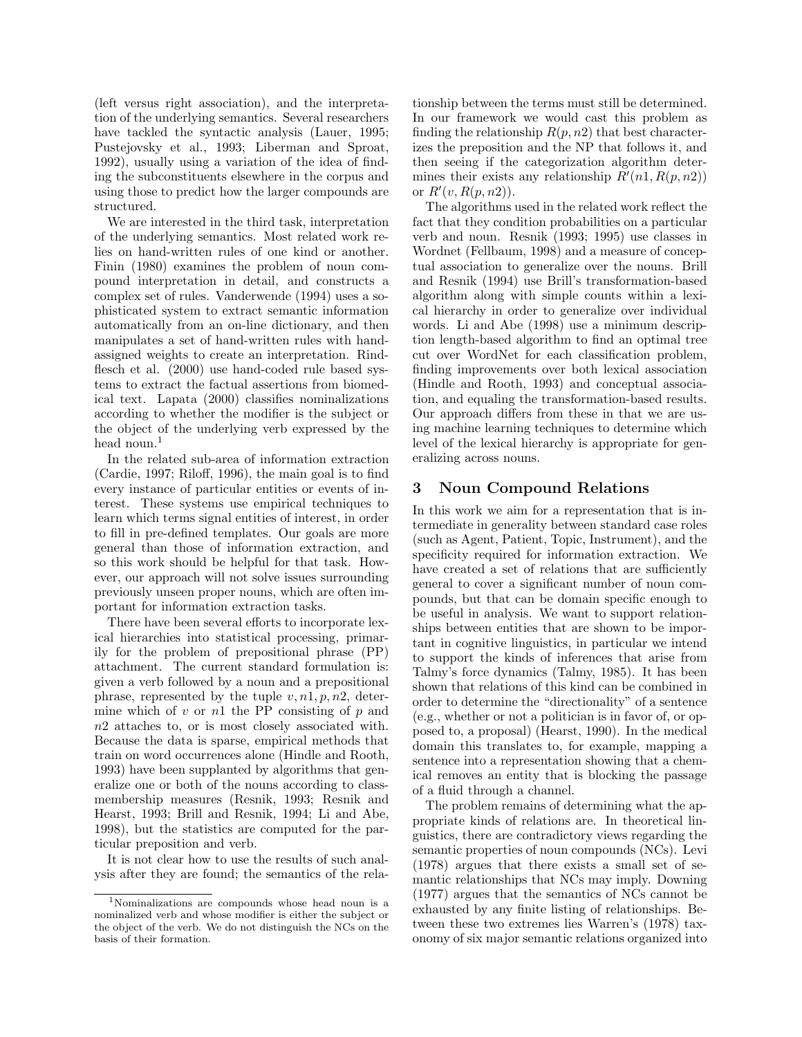(left versus right association), and the interpretation of the underlying semantics. Several researchers have tackled the syntactic analysis (Lauer, 1995; Pustejovsky et al., 1993; Liberman and Sproat, 1992), usually using a variation of the idea of finding the subconstituents elsewhere in the corpus and using those to predict how the larger compounds are structured.

We are interested in the third task, interpretation of the underlying semantics. Most related work relies on hand-written rules of one kind or another. Finin (1980) examines the problem of noun compound interpretation in detail, and constructs a complex set of rules. Vanderwende (1994) uses a sophisticated system to extract semantic information automatically from an on-line dictionary, and then manipulates a set of hand-written rules with hand-assigned weights to create an interpretation. Rindflesch et al. (2000) use hand-coded rule based systems to extract the factual assertions from biomedical text. Lapata (2000) classifies nominalizations according to whether the modifier is the subject or the object of the underlying verb expressed by the head noun.[1]

In the related sub-area of information extraction (Cardie, 1997; Riloff, 1996), the main goal is to find every instance of particular entities or events of interest. These systems use empirical techniques to learn which terms signal entities of interest, in order to fill in pre-defined templates. Our goals are more general than those of information extraction, and so this work should be helpful for that task. However, our approach will not solve issues surrounding previously unseen proper nouns, which are often important for information extraction tasks.

There have been several efforts to incorporate lexical hierarchies into statistical processing, primarily for the problem of prepositional phrase (PP) attachment. The current standard formulation is: given a verb followed by a noun and a prepositional phrase, represented by the tuple $v, n1, p, n2$, determine which of $v$ or $n1$ the PP consisting of $p$ and $n2$ attaches to, or is most closely associated with. Because the data is sparse, empirical methods that train on word occurrences alone (Hindle and Rooth, 1993) have been supplanted by algorithms that generalize one or both of the nouns according to class-membership measures (Resnik, 1993; Resnik and Hearst, 1993; Brill and Resnik, 1994; Li and Abe, 1998), but the statistics are computed for the particular preposition and verb.

It is not clear how to use the results of such analysis after they are found; the semantics of the relationship between the terms must still be determined. In our framework we would cast this problem as finding the relationship $R(p, n2)$ that best characterizes the preposition and the NP that follows it, and then seeing if the categorization algorithm determines their exists any relationship $R'(n1, R(p, n2))$ or $R'(v, R(p, n2))$.

The algorithms used in the related work reflect the fact that they condition probabilities on a particular verb and noun. Resnik (1993; 1995) use classes in Wordnet (Fellbaum, 1998) and a measure of conceptual association to generalize over the nouns. Brill and Resnik (1994) use Brill's transformation-based algorithm along with simple counts within a lexical hierarchy in order to generalize over individual words. Li and Abe (1998) use a minimum description length-based algorithm to find an optimal tree cut over WordNet for each classification problem, finding improvements over both lexical association (Hindle and Rooth, 1993) and conceptual association, and equaling the transformation-based results. Our approach differs from these in that we are using machine learning techniques to determine which level of the lexical hierarchy is appropriate for generalizing across nouns.

## 3 Noun Compound Relations

In this work we aim for a representation that is intermediate in generality between standard case roles (such as Agent, Patient, Topic, Instrument), and the specificity required for information extraction. We have created a set of relations that are sufficiently general to cover a significant number of noun compounds, but that can be domain specific enough to be useful in analysis. We want to support relationships between entities that are shown to be important in cognitive linguistics, in particular we intend to support the kinds of inferences that arise from Talmy's force dynamics (Talmy, 1985). It has been shown that relations of this kind can be combined in order to determine the "directionality" of a sentence (e.g., whether or not a politician is in favor of, or opposed to, a proposal) (Hearst, 1990). In the medical domain this translates to, for example, mapping a sentence into a representation showing that a chemical removes an entity that is blocking the passage of a fluid through a channel.

The problem remains of determining what the appropriate kinds of relations are. In theoretical linguistics, there are contradictory views regarding the semantic properties of noun compounds (NCs). Levi (1978) argues that there exists a small set of semantic relationships that NCs may imply. Downing (1977) argues that the semantics of NCs cannot be exhausted by any finite listing of relationships. Between these two extremes lies Warren's (1978) taxonomy of six major semantic relations organized into

[1] Nominalizations are compounds whose head noun is a nominalized verb and whose modifier is either the subject or the object of the verb. We do not distinguish the NCs on the basis of their formation.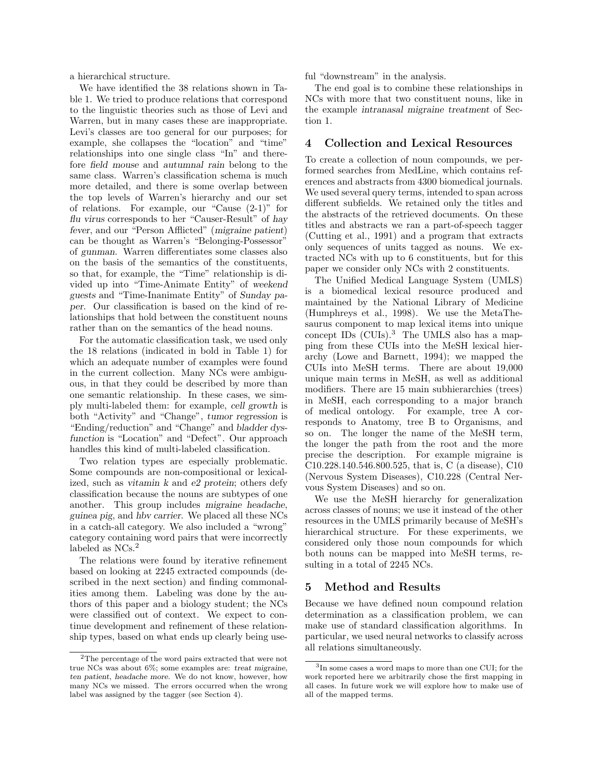a hierarchical structure.

We have identified the 38 relations shown in Table 1. We tried to produce relations that correspond to the linguistic theories such as those of Levi and Warren, but in many cases these are inappropriate. Levi's classes are too general for our purposes; for example, she collapses the "location" and "time" relationships into one single class "In" and therefore *field mouse* and *autumnal rain* belong to the same class. Warren's classification schema is much more detailed, and there is some overlap between the top levels of Warren's hierarchy and our set of relations. For example, our "Cause (2-1)" for *flu virus* corresponds to her "Causer-Result" of *hay fever*, and our "Person Afflicted" (*migraine patient*) can be thought as Warren's "Belonging-Possessor" of *gunman*. Warren differentiates some classes also on the basis of the semantics of the constituents, so that, for example, the "Time" relationship is divided up into "Time-Animate Entity" of *weekend guests* and "Time-Inanimate Entity" of *Sunday paper*. Our classification is based on the kind of relationships that hold between the constituent nouns rather than on the semantics of the head nouns.

For the automatic classification task, we used only the 18 relations (indicated in bold in Table 1) for which an adequate number of examples were found in the current collection. Many NCs were ambiguous, in that they could be described by more than one semantic relationship. In these cases, we simply multi-labeled them: for example, *cell growth* is both "Activity" and "Change", *tumor regression* is "Ending/reduction" and "Change" and *bladder dysfunction* is "Location" and "Defect". Our approach handles this kind of multi-labeled classification.

Two relation types are especially problematic. Some compounds are non-compositional or lexicalized, such as *vitamin k* and *e2 protein*; others defy classification because the nouns are subtypes of one another. This group includes *migraine headache*, *guinea pig*, and *hbv carrier*. We placed all these NCs in a catch-all category. We also included a "wrong" category containing word pairs that were incorrectly labeled as NCs.[2]

The relations were found by iterative refinement based on looking at 2245 extracted compounds (described in the next section) and finding commonalities among them. Labeling was done by the authors of this paper and a biology student; the NCs were classified out of context. We expect to continue development and refinement of these relationship types, based on what ends up clearly being useful "downstream" in the analysis.

The end goal is to combine these relationships in NCs with more that two constituent nouns, like in the example *intranasal migraine treatment* of Section 1.

## 4 Collection and Lexical Resources

To create a collection of noun compounds, we performed searches from MedLine, which contains references and abstracts from 4300 biomedical journals. We used several query terms, intended to span across different subfields. We retained only the titles and the abstracts of the retrieved documents. On these titles and abstracts we ran a part-of-speech tagger (Cutting et al., 1991) and a program that extracts only sequences of units tagged as nouns. We extracted NCs with up to 6 constituents, but for this paper we consider only NCs with 2 constituents.

The Unified Medical Language System (UMLS) is a biomedical lexical resource produced and maintained by the National Library of Medicine (Humphreys et al., 1998). We use the MetaThesaurus component to map lexical items into unique concept IDs (CUIs).[3] The UMLS also has a mapping from these CUIs into the MeSH lexical hierarchy (Lowe and Barnett, 1994); we mapped the CUIs into MeSH terms. There are about 19,000 unique main terms in MeSH, as well as additional modifiers. There are 15 main subhierarchies (trees) in MeSH, each corresponding to a major branch of medical ontology. For example, tree A corresponds to Anatomy, tree B to Organisms, and so on. The longer the name of the MeSH term, the longer the path from the root and the more precise the description. For example migraine is C10.228.140.546.800.525, that is, C (a disease), C10 (Nervous System Diseases), C10.228 (Central Nervous System Diseases) and so on.

We use the MeSH hierarchy for generalization across classes of nouns; we use it instead of the other resources in the UMLS primarily because of MeSH's hierarchical structure. For these experiments, we considered only those noun compounds for which both nouns can be mapped into MeSH terms, resulting in a total of 2245 NCs.

## 5 Method and Results

Because we have defined noun compound relation determination as a classification problem, we can make use of standard classification algorithms. In particular, we used neural networks to classify across all relations simultaneously.

---

[2] The percentage of the word pairs extracted that were not true NCs was about 6%; some examples are: *treat migraine*, *ten patient*, *headache more*. We do not know, however, how many NCs we missed. The errors occurred when the wrong label was assigned by the tagger (see Section 4).

[3] In some cases a word maps to more than one CUI; for the work reported here we arbitrarily chose the first mapping in all cases. In future work we will explore how to make use of all of the mapped terms.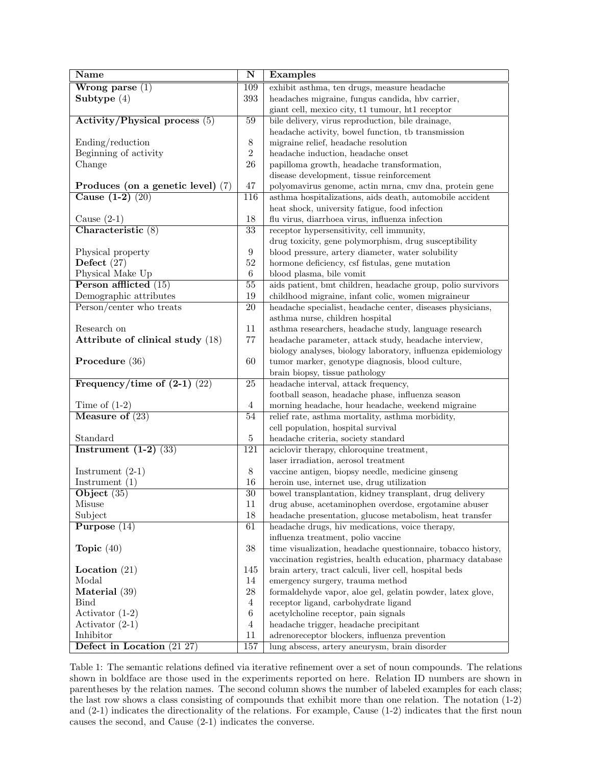| Name | N | Examples |
|---|---|---|
| **Wrong parse** (1) | 109 | exhibit asthma, ten drugs, measure headache |
| **Subtype** (4) | 393 | headaches migraine, fungus candida, hbv carrier, giant cell, mexico city, t1 tumour, ht1 receptor |
| **Activity/Physical process** (5) | 59 | bile delivery, virus reproduction, bile drainage, headache activity, bowel function, tb transmission |
| Ending/reduction | 8 | migraine relief, headache resolution |
| Beginning of activity | 2 | headache induction, headache onset |
| Change | 26 | papilloma growth, headache transformation, disease development, tissue reinforcement |
| **Produces (on a genetic level)** (7) | 47 | polyomavirus genome, actin mrna, cmv dna, protein gene |
| **Cause (1-2)** (20) | 116 | asthma hospitalizations, aids death, automobile accident heat shock, university fatigue, food infection |
| Cause (2-1) | 18 | flu virus, diarrhoea virus, influenza infection |
| **Characteristic** (8) | 33 | receptor hypersensitivity, cell immunity, drug toxicity, gene polymorphism, drug susceptibility |
| Physical property | 9 | blood pressure, artery diameter, water solubility |
| **Defect** (27) | 52 | hormone deficiency, csf fistulas, gene mutation |
| Physical Make Up | 6 | blood plasma, bile vomit |
| **Person afflicted** (15) | 55 | aids patient, bmt children, headache group, polio survivors |
| Demographic attributes | 19 | childhood migraine, infant colic, women migraineur |
| Person/center who treats | 20 | headache specialist, headache center, diseases physicians, asthma nurse, children hospital |
| Research on | 11 | asthma researchers, headache study, language research |
| **Attribute of clinical study** (18) | 77 | headache parameter, attack study, headache interview, biology analyses, biology laboratory, influenza epidemiology |
| **Procedure** (36) | 60 | tumor marker, genotype diagnosis, blood culture, brain biopsy, tissue pathology |
| **Frequency/time of (2-1)** (22) | 25 | headache interval, attack frequency, football season, headache phase, influenza season |
| Time of (1-2) | 4 | morning headache, hour headache, weekend migraine |
| **Measure of** (23) | 54 | relief rate, asthma mortality, asthma morbidity, cell population, hospital survival |
| Standard | 5 | headache criteria, society standard |
| **Instrument (1-2)** (33) | 121 | aciclovir therapy, chloroquine treatment, laser irradiation, aerosol treatment |
| Instrument (2-1) | 8 | vaccine antigen, biopsy needle, medicine ginseng |
| Instrument (1) | 16 | heroin use, internet use, drug utilization |
| **Object** (35) | 30 | bowel transplantation, kidney transplant, drug delivery |
| Misuse | 11 | drug abuse, acetaminophen overdose, ergotamine abuser |
| Subject | 18 | headache presentation, glucose metabolism, heat transfer |
| **Purpose** (14) | 61 | headache drugs, hiv medications, voice therapy, influenza treatment, polio vaccine |
| **Topic** (40) | 38 | time visualization, headache questionnaire, tobacco history, vaccination registries, health education, pharmacy database |
| **Location** (21) | 145 | brain artery, tract calculi, liver cell, hospital beds |
| Modal | 14 | emergency surgery, trauma method |
| **Material** (39) | 28 | formaldehyde vapor, aloe gel, gelatin powder, latex glove, |
| Bind | 4 | receptor ligand, carbohydrate ligand |
| Activator (1-2) | 6 | acetylcholine receptor, pain signals |
| Activator (2-1) | 4 | headache trigger, headache precipitant |
| Inhibitor | 11 | adrenoreceptor blockers, influenza prevention |
| **Defect in Location** (21 27) | 157 | lung abscess, artery aneurysm, brain disorder |

Table 1: The semantic relations defined via iterative refinement over a set of noun compounds. The relations shown in boldface are those used in the experiments reported on here. Relation ID numbers are shown in parentheses by the relation names. The second column shows the number of labeled examples for each class; the last row shows a class consisting of compounds that exhibit more than one relation. The notation (1-2) and (2-1) indicates the directionality of the relations. For example, Cause (1-2) indicates that the first noun causes the second, and Cause (2-1) indicates the converse.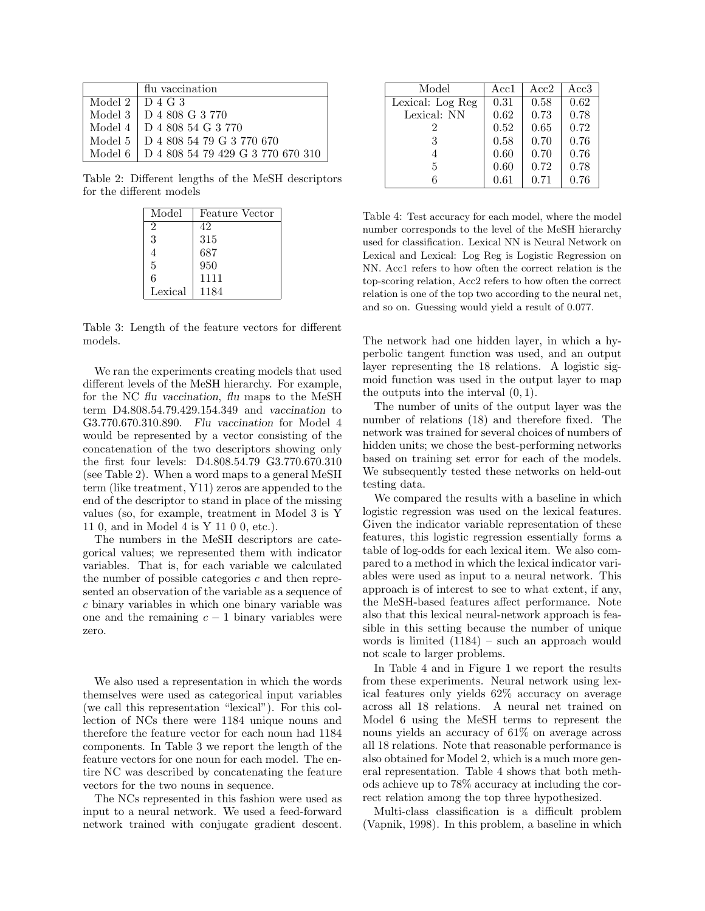|  | flu vaccination |
|---|---|
| Model 2 | D 4 G 3 |
| Model 3 | D 4 808 G 3 770 |
| Model 4 | D 4 808 54 G 3 770 |
| Model 5 | D 4 808 54 79 G 3 770 670 |
| Model 6 | D 4 808 54 79 429 G 3 770 670 310 |

Table 2: Different lengths of the MeSH descriptors for the different models

| Model | Feature Vector |
|---|---|
| 2 | 42 |
| 3 | 315 |
| 4 | 687 |
| 5 | 950 |
| 6 | 1111 |
| Lexical | 1184 |

Table 3: Length of the feature vectors for different models.

We ran the experiments creating models that used different levels of the MeSH hierarchy. For example, for the NC *flu vaccination*, *flu* maps to the MeSH term D4.808.54.79.429.154.349 and *vaccination* to G3.770.670.310.890. *Flu vaccination* for Model 4 would be represented by a vector consisting of the concatenation of the two descriptors showing only the first four levels: D4.808.54.79 G3.770.670.310 (see Table 2). When a word maps to a general MeSH term (like treatment, Y11) zeros are appended to the end of the descriptor to stand in place of the missing values (so, for example, treatment in Model 3 is Y 11 0, and in Model 4 is Y 11 0 0, etc.).

The numbers in the MeSH descriptors are categorical values; we represented them with indicator variables. That is, for each variable we calculated the number of possible categories $c$ and then represented an observation of the variable as a sequence of $c$ binary variables in which one binary variable was one and the remaining $c-1$ binary variables were zero.

We also used a representation in which the words themselves were used as categorical input variables (we call this representation "lexical"). For this collection of NCs there were 1184 unique nouns and therefore the feature vector for each noun had 1184 components. In Table 3 we report the length of the feature vectors for one noun for each model. The entire NC was described by concatenating the feature vectors for the two nouns in sequence.

The NCs represented in this fashion were used as input to a neural network. We used a feed-forward network trained with conjugate gradient descent. The network had one hidden layer, in which a hyperbolic tangent function was used, and an output layer representing the 18 relations. A logistic sigmoid function was used in the output layer to map the outputs into the interval $(0, 1)$.

The number of units of the output layer was the number of relations (18) and therefore fixed. The network was trained for several choices of numbers of hidden units; we chose the best-performing networks based on training set error for each of the models. We subsequently tested these networks on held-out testing data.

We compared the results with a baseline in which logistic regression was used on the lexical features. Given the indicator variable representation of these features, this logistic regression essentially forms a table of log-odds for each lexical item. We also compared to a method in which the lexical indicator variables were used as input to a neural network. This approach is of interest to see to what extent, if any, the MeSH-based features affect performance. Note also that this lexical neural-network approach is feasible in this setting because the number of unique words is limited (1184) – such an approach would not scale to larger problems.

| Model | Acc1 | Acc2 | Acc3 |
|---|---|---|---|
| Lexical: Log Reg | 0.31 | 0.58 | 0.62 |
| Lexical: NN | 0.62 | 0.73 | 0.78 |
| 2 | 0.52 | 0.65 | 0.72 |
| 3 | 0.58 | 0.70 | 0.76 |
| 4 | 0.60 | 0.70 | 0.76 |
| 5 | 0.60 | 0.72 | 0.78 |
| 6 | 0.61 | 0.71 | 0.76 |

Table 4: Test accuracy for each model, where the model number corresponds to the level of the MeSH hierarchy used for classification. Lexical NN is Neural Network on Lexical and Lexical: Log Reg is Logistic Regression on NN. Acc1 refers to how often the correct relation is the top-scoring relation, Acc2 refers to how often the correct relation is one of the top two according to the neural net, and so on. Guessing would yield a result of 0.077.

In Table 4 and in Figure 1 we report the results from these experiments. Neural network using lexical features only yields 62% accuracy on average across all 18 relations. A neural net trained on Model 6 using the MeSH terms to represent the nouns yields an accuracy of 61% on average across all 18 relations. Note that reasonable performance is also obtained for Model 2, which is a much more general representation. Table 4 shows that both methods achieve up to 78% accuracy at including the correct relation among the top three hypothesized.

Multi-class classification is a difficult problem (Vapnik, 1998). In this problem, a baseline in which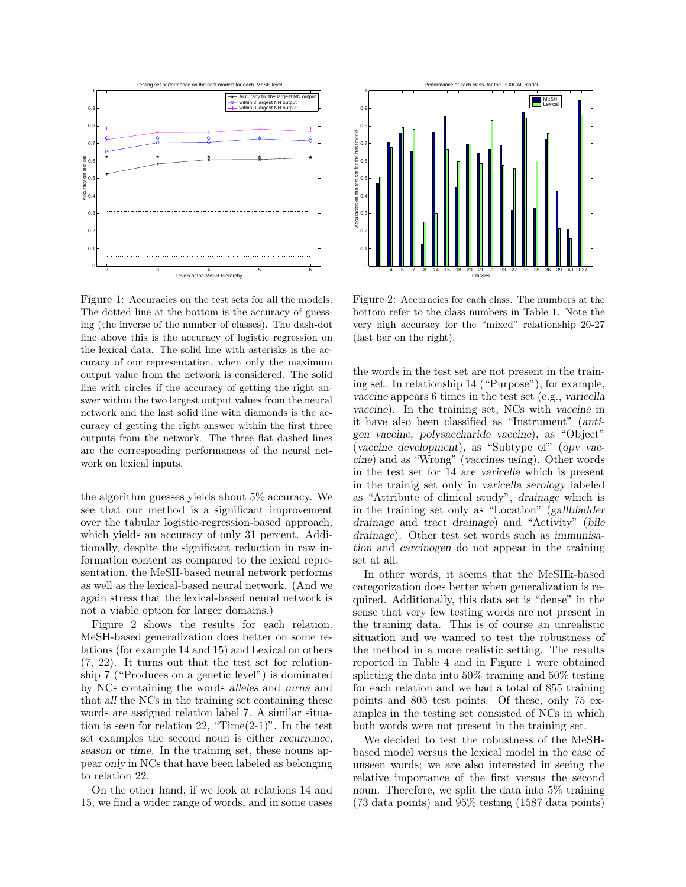Figure 1: Accuracies on the test sets for all the models. The dotted line at the bottom is the accuracy of guessing (the inverse of the number of classes). The dash-dot line above this is the accuracy of logistic regression on the lexical data. The solid line with asterisks is the accuracy of our representation, when only the maximum output value from the network is considered. The solid line with circles if the accuracy of getting the right answer within the two largest output values from the neural network and the last solid line with diamonds is the accuracy of getting the right answer within the first three outputs from the network. The three flat dashed lines are the corresponding performances of the neural network on lexical inputs.

Figure 2: Accuracies for each class. The numbers at the bottom refer to the class numbers in Table 1. Note the very high accuracy for the "mixed" relationship 20-27 (last bar on the right).

the algorithm guesses yields about 5% accuracy. We see that our method is a significant improvement over the tabular logistic-regression-based approach, which yields an accuracy of only 31 percent. Additionally, despite the significant reduction in raw information content as compared to the lexical representation, the MeSH-based neural network performs as well as the lexical-based neural network. (And we again stress that the lexical-based neural network is not a viable option for larger domains.)

Figure 2 shows the results for each relation. MeSH-based generalization does better on some relations (for example 14 and 15) and Lexical on others (7, 22). It turns out that the test set for relationship 7 ("Produces on a genetic level") is dominated by NCs containing the words *alleles* and *mrna* and that *all* the NCs in the training set containing these words are assigned relation label 7. A similar situation is seen for relation 22, "Time(2-1)". In the test set examples the second noun is either *recurrence*, *season* or *time*. In the training set, these nouns appear *only* in NCs that have been labeled as belonging to relation 22.

On the other hand, if we look at relations 14 and 15, we find a wider range of words, and in some cases the words in the test set are not present in the training set. In relationship 14 ("Purpose"), for example, *vaccine* appears 6 times in the test set (e.g., *varicella vaccine*). In the training set, NCs with *vaccine* in it have also been classified as "Instrument" (*antigen vaccine*, *polysaccharide vaccine*), as "Object" (*vaccine development*), as "Subtype of" (*opv vaccine*) and as "Wrong" (*vaccines using*). Other words in the test set for 14 are *varicella* which is present in the trainig set only in *varicella serology* labeled as "Attribute of clinical study", *drainage* which is in the training set only as "Location" (*gallbladder drainage* and *tract drainage*) and "Activity" (*bile drainage*). Other test set words such as *immunisation* and *carcinogen* do not appear in the training set at all.

In other words, it seems that the MeSHk-based categorization does better when generalization is required. Additionally, this data set is "dense" in the sense that very few testing words are not present in the training data. This is of course an unrealistic situation and we wanted to test the robustness of the method in a more realistic setting. The results reported in Table 4 and in Figure 1 were obtained splitting the data into 50% training and 50% testing for each relation and we had a total of 855 training points and 805 test points. Of these, only 75 examples in the testing set consisted of NCs in which both words were not present in the training set.

We decided to test the robustness of the MeSH-based model versus the lexical model in the case of unseen words; we are also interested in seeing the relative importance of the first versus the second noun. Therefore, we split the data into 5% training (73 data points) and 95% testing (1587 data points)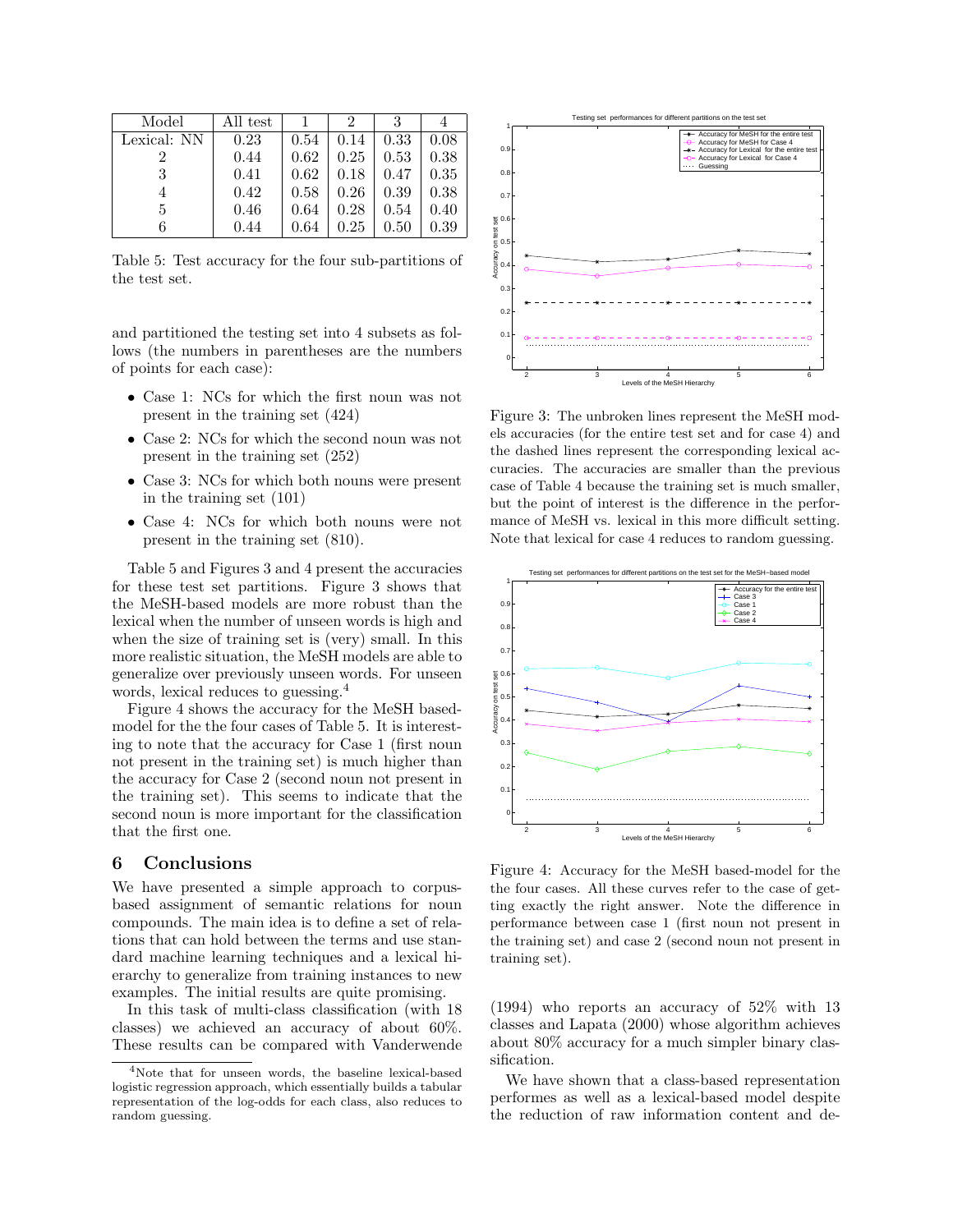| Model | All test | 1 | 2 | 3 | 4 |
|---|---|---|---|---|---|
| Lexical: NN | 0.23 | 0.54 | 0.14 | 0.33 | 0.08 |
| 2 | 0.44 | 0.62 | 0.25 | 0.53 | 0.38 |
| 3 | 0.41 | 0.62 | 0.18 | 0.47 | 0.35 |
| 4 | 0.42 | 0.58 | 0.26 | 0.39 | 0.38 |
| 5 | 0.46 | 0.64 | 0.28 | 0.54 | 0.40 |
| 6 | 0.44 | 0.64 | 0.25 | 0.50 | 0.39 |

Table 5: Test accuracy for the four sub-partitions of the test set.

and partitioned the testing set into 4 subsets as follows (the numbers in parentheses are the numbers of points for each case):

- Case 1: NCs for which the first noun was not present in the training set (424)
- Case 2: NCs for which the second noun was not present in the training set (252)
- Case 3: NCs for which both nouns were present in the training set (101)
- Case 4: NCs for which both nouns were not present in the training set (810).

Table 5 and Figures 3 and 4 present the accuracies for these test set partitions. Figure 3 shows that the MeSH-based models are more robust than the lexical when the number of unseen words is high and when the size of training set is (very) small. In this more realistic situation, the MeSH models are able to generalize over previously unseen words. For unseen words, lexical reduces to guessing.[4]

Figure 4 shows the accuracy for the MeSH based-model for the the four cases of Table 5. It is interesting to note that the accuracy for Case 1 (first noun not present in the training set) is much higher than the accuracy for Case 2 (second noun not present in the training set). This seems to indicate that the second noun is more important for the classification that the first one.

## 6 Conclusions

We have presented a simple approach to corpus-based assignment of semantic relations for noun compounds. The main idea is to define a set of relations that can hold between the terms and use standard machine learning techniques and a lexical hierarchy to generalize from training instances to new examples. The initial results are quite promising.

In this task of multi-class classification (with 18 classes) we achieved an accuracy of about 60%. These results can be compared with Vanderwende (1994) who reports an accuracy of 52% with 13 classes and Lapata (2000) whose algorithm achieves about 80% accuracy for a much simpler binary classification.

We have shown that a class-based representation performes as well as a lexical-based model despite the reduction of raw information content and de-

[4]Note that for unseen words, the baseline lexical-based logistic regression approach, which essentially builds a tabular representation of the log-odds for each class, also reduces to random guessing.

Figure 3: The unbroken lines represent the MeSH models accuracies (for the entire test set and for case 4) and the dashed lines represent the corresponding lexical accuracies. The accuracies are smaller than the previous case of Table 4 because the training set is much smaller, but the point of interest is the difference in the performance of MeSH vs. lexical in this more difficult setting. Note that lexical for case 4 reduces to random guessing.

Figure 4: Accuracy for the MeSH based-model for the the four cases. All these curves refer to the case of getting exactly the right answer. Note the difference in performance between case 1 (first noun not present in the training set) and case 2 (second noun not present in training set).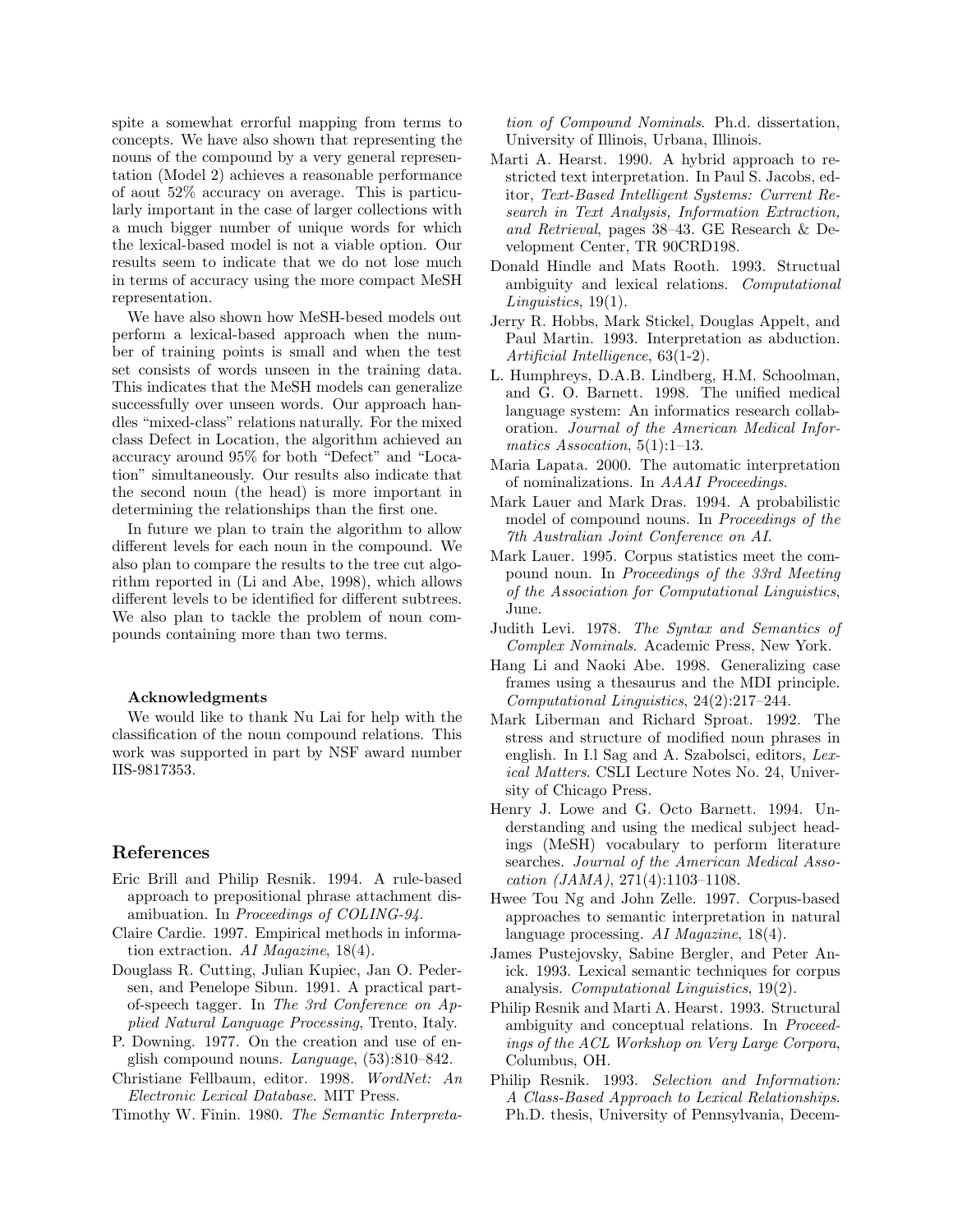spite a somewhat errorful mapping from terms to concepts. We have also shown that representing the nouns of the compound by a very general representation (Model 2) achieves a reasonable performance of aout 52% accuracy on average. This is particularly important in the case of larger collections with a much bigger number of unique words for which the lexical-based model is not a viable option. Our results seem to indicate that we do not lose much in terms of accuracy using the more compact MeSH representation.

We have also shown how MeSH-besed models out perform a lexical-based approach when the number of training points is small and when the test set consists of words unseen in the training data. This indicates that the MeSH models can generalize successfully over unseen words. Our approach handles "mixed-class" relations naturally. For the mixed class Defect in Location, the algorithm achieved an accuracy around 95% for both "Defect" and "Location" simultaneously. Our results also indicate that the second noun (the head) is more important in determining the relationships than the first one.

In future we plan to train the algorithm to allow different levels for each noun in the compound. We also plan to compare the results to the tree cut algorithm reported in (Li and Abe, 1998), which allows different levels to be identified for different subtrees. We also plan to tackle the problem of noun compounds containing more than two terms.

#### Acknowledgments

We would like to thank Nu Lai for help with the classification of the noun compound relations. This work was supported in part by NSF award number IIS-9817353.

## References

Eric Brill and Philip Resnik. 1994. A rule-based approach to prepositional phrase attachment disamibuation. In *Proceedings of COLING-94*.

Claire Cardie. 1997. Empirical methods in information extraction. *AI Magazine*, 18(4).

Douglass R. Cutting, Julian Kupiec, Jan O. Pedersen, and Penelope Sibun. 1991. A practical part-of-speech tagger. In *The 3rd Conference on Applied Natural Language Processing*, Trento, Italy.

P. Downing. 1977. On the creation and use of english compound nouns. *Language*, (53):810–842.

Christiane Fellbaum, editor. 1998. *WordNet: An Electronic Lexical Database*. MIT Press.

Timothy W. Finin. 1980. *The Semantic Interpretation of Compound Nominals*. Ph.d. dissertation, University of Illinois, Urbana, Illinois.

Marti A. Hearst. 1990. A hybrid approach to restricted text interpretation. In Paul S. Jacobs, editor, *Text-Based Intelligent Systems: Current Research in Text Analysis, Information Extraction, and Retrieval*, pages 38–43. GE Research & Development Center, TR 90CRD198.

Donald Hindle and Mats Rooth. 1993. Structual ambiguity and lexical relations. *Computational Linguistics*, 19(1).

Jerry R. Hobbs, Mark Stickel, Douglas Appelt, and Paul Martin. 1993. Interpretation as abduction. *Artificial Intelligence*, 63(1-2).

L. Humphreys, D.A.B. Lindberg, H.M. Schoolman, and G. O. Barnett. 1998. The unified medical language system: An informatics research collaboration. *Journal of the American Medical Informatics Assocation*, 5(1):1–13.

Maria Lapata. 2000. The automatic interpretation of nominalizations. In *AAAI Proceedings*.

Mark Lauer and Mark Dras. 1994. A probabilistic model of compound nouns. In *Proceedings of the 7th Australian Joint Conference on AI*.

Mark Lauer. 1995. Corpus statistics meet the compound noun. In *Proceedings of the 33rd Meeting of the Association for Computational Linguistics*, June.

Judith Levi. 1978. *The Syntax and Semantics of Complex Nominals*. Academic Press, New York.

Hang Li and Naoki Abe. 1998. Generalizing case frames using a thesaurus and the MDI principle. *Computational Linguistics*, 24(2):217–244.

Mark Liberman and Richard Sproat. 1992. The stress and structure of modified noun phrases in english. In I.l Sag and A. Szabolsci, editors, *Lexical Matters*. CSLI Lecture Notes No. 24, University of Chicago Press.

Henry J. Lowe and G. Octo Barnett. 1994. Understanding and using the medical subject headings (MeSH) vocabulary to perform literature searches. *Journal of the American Medical Assocation (JAMA)*, 271(4):1103–1108.

Hwee Tou Ng and John Zelle. 1997. Corpus-based approaches to semantic interpretation in natural language processing. *AI Magazine*, 18(4).

James Pustejovsky, Sabine Bergler, and Peter Anick. 1993. Lexical semantic techniques for corpus analysis. *Computational Linguistics*, 19(2).

Philip Resnik and Marti A. Hearst. 1993. Structural ambiguity and conceptual relations. In *Proceedings of the ACL Workshop on Very Large Corpora*, Columbus, OH.

Philip Resnik. 1993. *Selection and Information: A Class-Based Approach to Lexical Relationships*. Ph.D. thesis, University of Pennsylvania, Decem-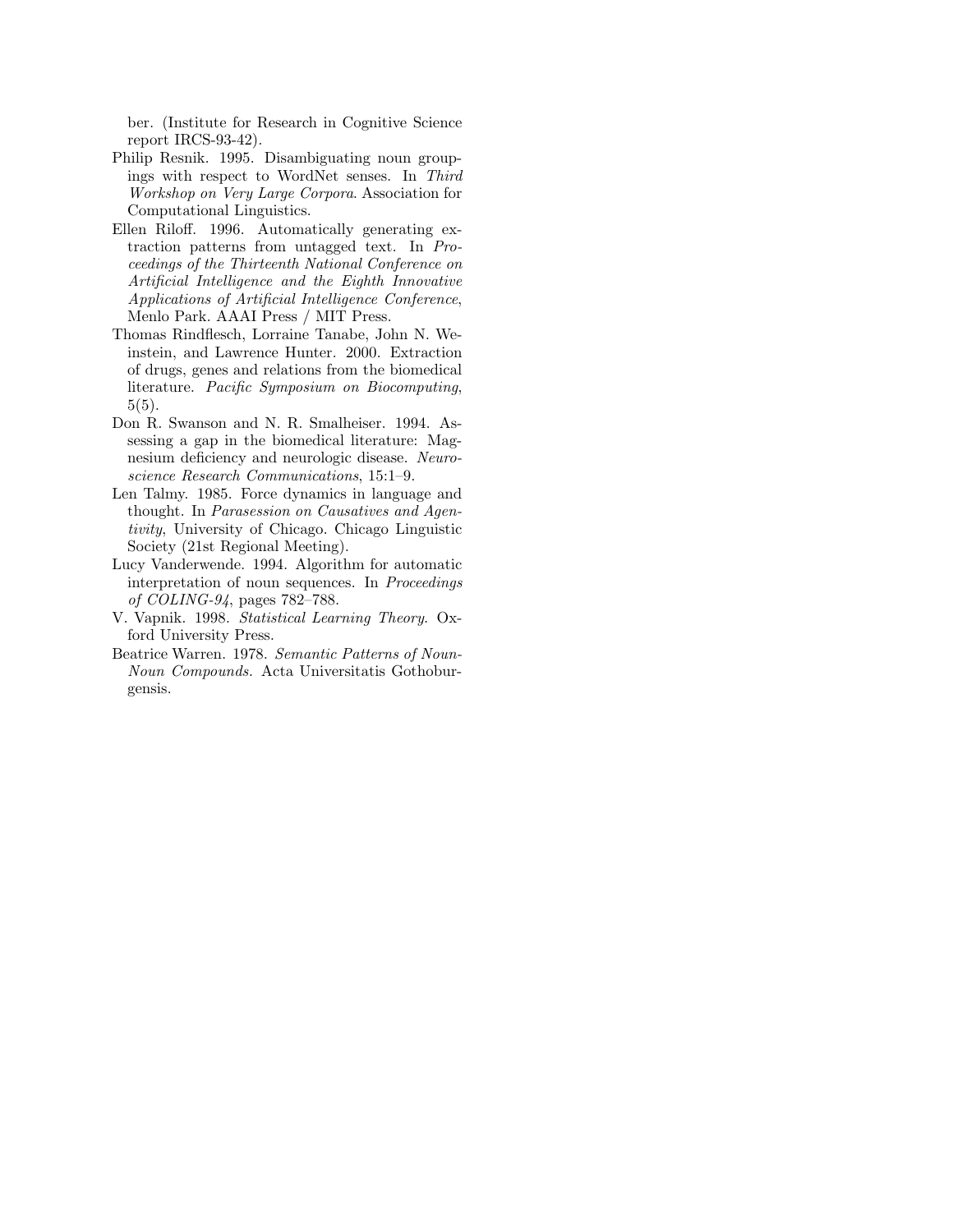ber. (Institute for Research in Cognitive Science report IRCS-93-42).

Philip Resnik. 1995. Disambiguating noun groupings with respect to WordNet senses. In *Third Workshop on Very Large Corpora*. Association for Computational Linguistics.

Ellen Riloff. 1996. Automatically generating extraction patterns from untagged text. In *Proceedings of the Thirteenth National Conference on Artificial Intelligence and the Eighth Innovative Applications of Artificial Intelligence Conference*, Menlo Park. AAAI Press / MIT Press.

Thomas Rindflesch, Lorraine Tanabe, John N. Weinstein, and Lawrence Hunter. 2000. Extraction of drugs, genes and relations from the biomedical literature. *Pacific Symposium on Biocomputing*, 5(5).

Don R. Swanson and N. R. Smalheiser. 1994. Assessing a gap in the biomedical literature: Magnesium deficiency and neurologic disease. *Neuroscience Research Communications*, 15:1–9.

Len Talmy. 1985. Force dynamics in language and thought. In *Parasession on Causatives and Agentivity*, University of Chicago. Chicago Linguistic Society (21st Regional Meeting).

Lucy Vanderwende. 1994. Algorithm for automatic interpretation of noun sequences. In *Proceedings of COLING-94*, pages 782–788.

V. Vapnik. 1998. *Statistical Learning Theory*. Oxford University Press.

Beatrice Warren. 1978. *Semantic Patterns of Noun-Noun Compounds.* Acta Universitatis Gothoburgensis.